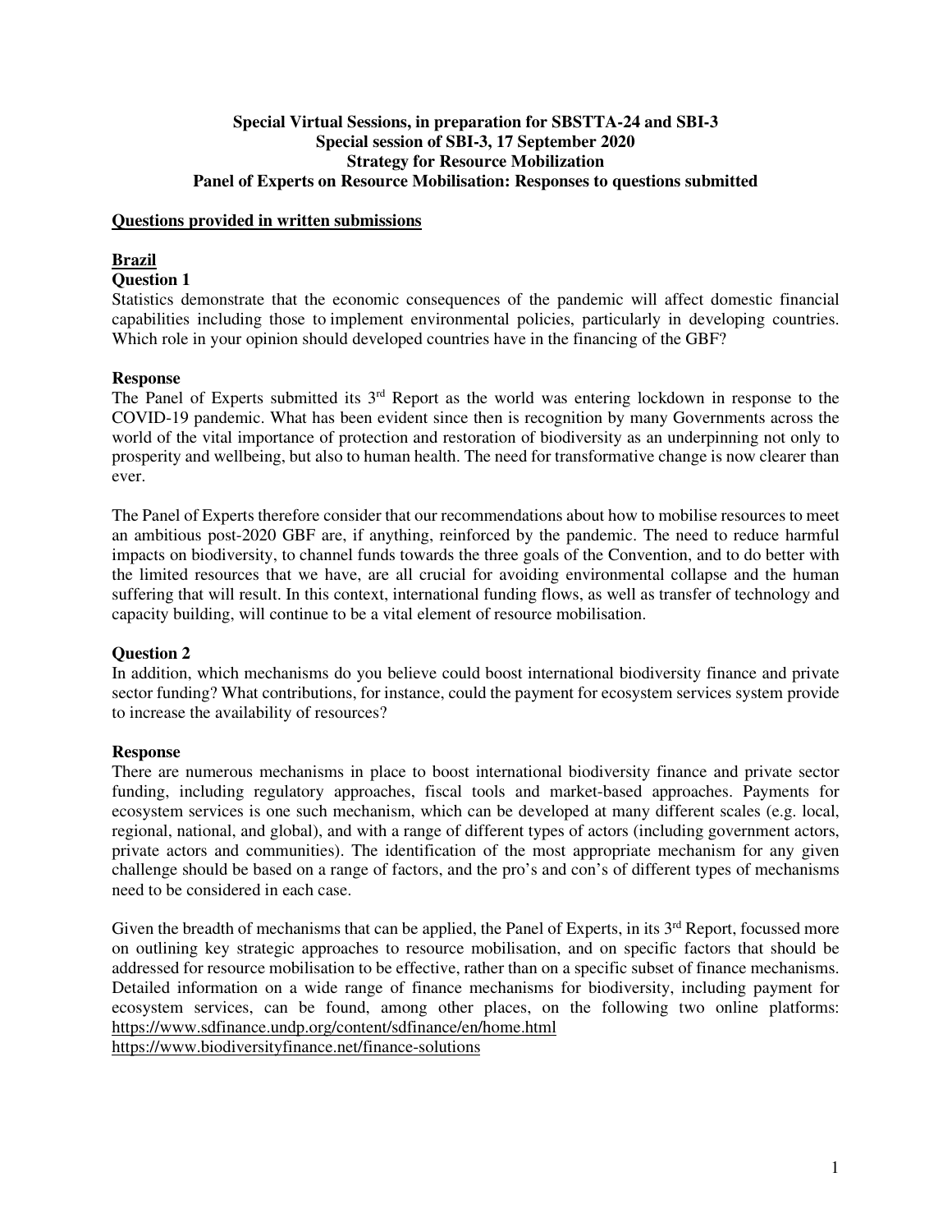**Special Virtual Sessions, in preparation for SBSTTA-24 and SBI-3**
**Special session of SBI-3, 17 September 2020**
**Strategy for Resource Mobilization**
**Panel of Experts on Resource Mobilisation: Responses to questions submitted**

## Questions provided in written submissions

### Brazil

**Question 1**

Statistics demonstrate that the economic consequences of the pandemic will affect domestic financial capabilities including those to implement environmental policies, particularly in developing countries. Which role in your opinion should developed countries have in the financing of the GBF?

**Response**

The Panel of Experts submitted its 3rd Report as the world was entering lockdown in response to the COVID-19 pandemic. What has been evident since then is recognition by many Governments across the world of the vital importance of protection and restoration of biodiversity as an underpinning not only to prosperity and wellbeing, but also to human health. The need for transformative change is now clearer than ever.

The Panel of Experts therefore consider that our recommendations about how to mobilise resources to meet an ambitious post-2020 GBF are, if anything, reinforced by the pandemic. The need to reduce harmful impacts on biodiversity, to channel funds towards the three goals of the Convention, and to do better with the limited resources that we have, are all crucial for avoiding environmental collapse and the human suffering that will result. In this context, international funding flows, as well as transfer of technology and capacity building, will continue to be a vital element of resource mobilisation.

**Question 2**

In addition, which mechanisms do you believe could boost international biodiversity finance and private sector funding? What contributions, for instance, could the payment for ecosystem services system provide to increase the availability of resources?

**Response**

There are numerous mechanisms in place to boost international biodiversity finance and private sector funding, including regulatory approaches, fiscal tools and market-based approaches. Payments for ecosystem services is one such mechanism, which can be developed at many different scales (e.g. local, regional, national, and global), and with a range of different types of actors (including government actors, private actors and communities). The identification of the most appropriate mechanism for any given challenge should be based on a range of factors, and the pro's and con's of different types of mechanisms need to be considered in each case.

Given the breadth of mechanisms that can be applied, the Panel of Experts, in its 3rd Report, focussed more on outlining key strategic approaches to resource mobilisation, and on specific factors that should be addressed for resource mobilisation to be effective, rather than on a specific subset of finance mechanisms. Detailed information on a wide range of finance mechanisms for biodiversity, including payment for ecosystem services, can be found, among other places, on the following two online platforms:
https://www.sdfinance.undp.org/content/sdfinance/en/home.html
https://www.biodiversityfinance.net/finance-solutions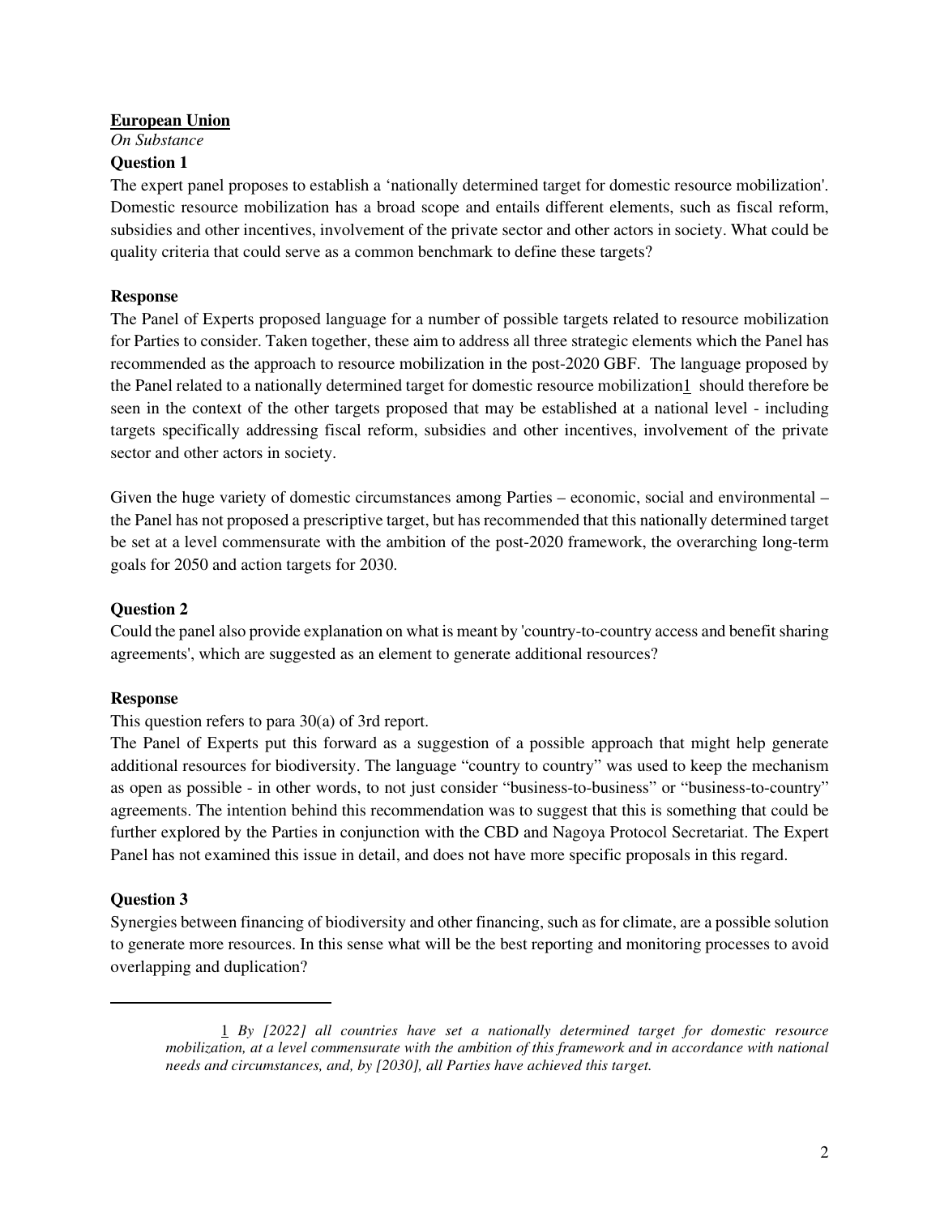**<u>European Union</u>**

*On Substance*

**Question 1**

The expert panel proposes to establish a 'nationally determined target for domestic resource mobilization'. Domestic resource mobilization has a broad scope and entails different elements, such as fiscal reform, subsidies and other incentives, involvement of the private sector and other actors in society. What could be quality criteria that could serve as a common benchmark to define these targets?

**Response**

The Panel of Experts proposed language for a number of possible targets related to resource mobilization for Parties to consider. Taken together, these aim to address all three strategic elements which the Panel has recommended as the approach to resource mobilization in the post-2020 GBF. The language proposed by the Panel related to a nationally determined target for domestic resource mobilization[1] should therefore be seen in the context of the other targets proposed that may be established at a national level - including targets specifically addressing fiscal reform, subsidies and other incentives, involvement of the private sector and other actors in society.

Given the huge variety of domestic circumstances among Parties – economic, social and environmental – the Panel has not proposed a prescriptive target, but has recommended that this nationally determined target be set at a level commensurate with the ambition of the post-2020 framework, the overarching long-term goals for 2050 and action targets for 2030.

**Question 2**

Could the panel also provide explanation on what is meant by 'country-to-country access and benefit sharing agreements', which are suggested as an element to generate additional resources?

**Response**

This question refers to para 30(a) of 3rd report.

The Panel of Experts put this forward as a suggestion of a possible approach that might help generate additional resources for biodiversity. The language "country to country" was used to keep the mechanism as open as possible - in other words, to not just consider "business-to-business" or "business-to-country" agreements. The intention behind this recommendation was to suggest that this is something that could be further explored by the Parties in conjunction with the CBD and Nagoya Protocol Secretariat. The Expert Panel has not examined this issue in detail, and does not have more specific proposals in this regard.

**Question 3**

Synergies between financing of biodiversity and other financing, such as for climate, are a possible solution to generate more resources. In this sense what will be the best reporting and monitoring processes to avoid overlapping and duplication?

---

[1] *By [2022] all countries have set a nationally determined target for domestic resource mobilization, at a level commensurate with the ambition of this framework and in accordance with national needs and circumstances, and, by [2030], all Parties have achieved this target.*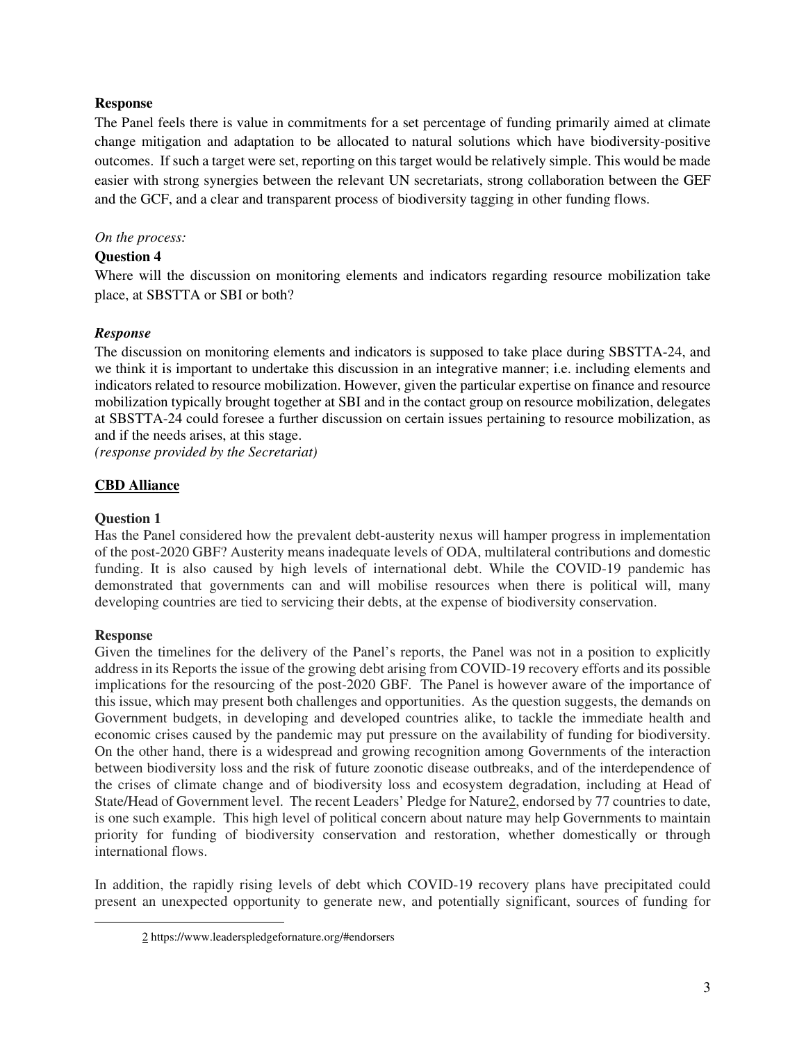**Response**

The Panel feels there is value in commitments for a set percentage of funding primarily aimed at climate change mitigation and adaptation to be allocated to natural solutions which have biodiversity-positive outcomes. If such a target were set, reporting on this target would be relatively simple. This would be made easier with strong synergies between the relevant UN secretariats, strong collaboration between the GEF and the GCF, and a clear and transparent process of biodiversity tagging in other funding flows.

*On the process:*

**Question 4**

Where will the discussion on monitoring elements and indicators regarding resource mobilization take place, at SBSTTA or SBI or both?

***Response***

The discussion on monitoring elements and indicators is supposed to take place during SBSTTA-24, and we think it is important to undertake this discussion in an integrative manner; i.e. including elements and indicators related to resource mobilization. However, given the particular expertise on finance and resource mobilization typically brought together at SBI and in the contact group on resource mobilization, delegates at SBSTTA-24 could foresee a further discussion on certain issues pertaining to resource mobilization, as and if the needs arises, at this stage.

*(response provided by the Secretariat)*

## <u>CBD Alliance</u>

**Question 1**

Has the Panel considered how the prevalent debt-austerity nexus will hamper progress in implementation of the post-2020 GBF? Austerity means inadequate levels of ODA, multilateral contributions and domestic funding. It is also caused by high levels of international debt. While the COVID-19 pandemic has demonstrated that governments can and will mobilise resources when there is political will, many developing countries are tied to servicing their debts, at the expense of biodiversity conservation.

**Response**

Given the timelines for the delivery of the Panel's reports, the Panel was not in a position to explicitly address in its Reports the issue of the growing debt arising from COVID-19 recovery efforts and its possible implications for the resourcing of the post-2020 GBF. The Panel is however aware of the importance of this issue, which may present both challenges and opportunities. As the question suggests, the demands on Government budgets, in developing and developed countries alike, to tackle the immediate health and economic crises caused by the pandemic may put pressure on the availability of funding for biodiversity. On the other hand, there is a widespread and growing recognition among Governments of the interaction between biodiversity loss and the risk of future zoonotic disease outbreaks, and of the interdependence of the crises of climate change and of biodiversity loss and ecosystem degradation, including at Head of State/Head of Government level. The recent Leaders' Pledge for Nature[2], endorsed by 77 countries to date, is one such example. This high level of political concern about nature may help Governments to maintain priority for funding of biodiversity conservation and restoration, whether domestically or through international flows.

In addition, the rapidly rising levels of debt which COVID-19 recovery plans have precipitated could present an unexpected opportunity to generate new, and potentially significant, sources of funding for

[2] https://www.leaderspledgefornature.org/#endorsers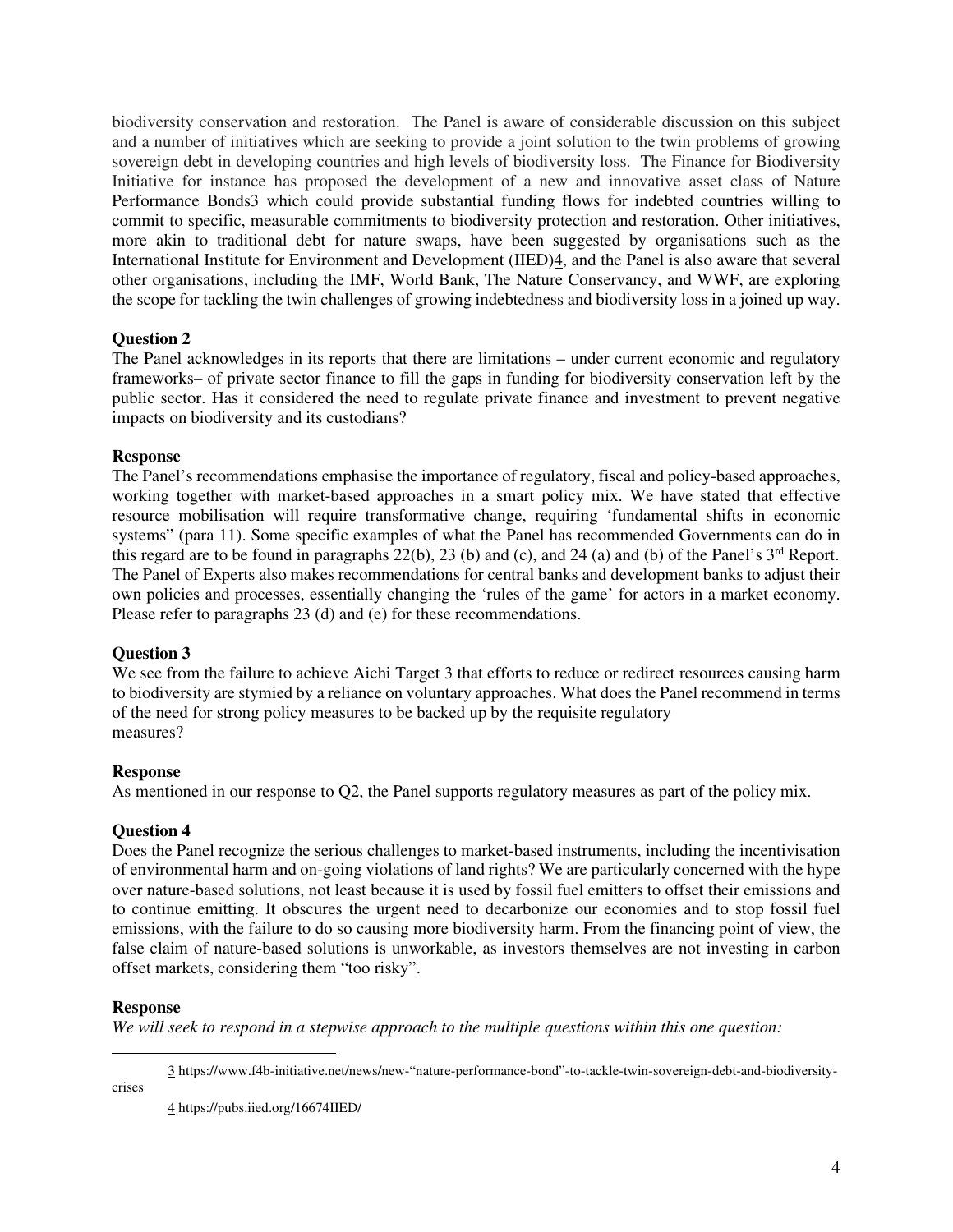biodiversity conservation and restoration. The Panel is aware of considerable discussion on this subject and a number of initiatives which are seeking to provide a joint solution to the twin problems of growing sovereign debt in developing countries and high levels of biodiversity loss. The Finance for Biodiversity Initiative for instance has proposed the development of a new and innovative asset class of Nature Performance Bonds[3] which could provide substantial funding flows for indebted countries willing to commit to specific, measurable commitments to biodiversity protection and restoration. Other initiatives, more akin to traditional debt for nature swaps, have been suggested by organisations such as the International Institute for Environment and Development (IIED)[4], and the Panel is also aware that several other organisations, including the IMF, World Bank, The Nature Conservancy, and WWF, are exploring the scope for tackling the twin challenges of growing indebtedness and biodiversity loss in a joined up way.

**Question 2**

The Panel acknowledges in its reports that there are limitations – under current economic and regulatory frameworks– of private sector finance to fill the gaps in funding for biodiversity conservation left by the public sector. Has it considered the need to regulate private finance and investment to prevent negative impacts on biodiversity and its custodians?

**Response**

The Panel's recommendations emphasise the importance of regulatory, fiscal and policy-based approaches, working together with market-based approaches in a smart policy mix. We have stated that effective resource mobilisation will require transformative change, requiring 'fundamental shifts in economic systems" (para 11). Some specific examples of what the Panel has recommended Governments can do in this regard are to be found in paragraphs 22(b), 23 (b) and (c), and 24 (a) and (b) of the Panel's 3rd Report. The Panel of Experts also makes recommendations for central banks and development banks to adjust their own policies and processes, essentially changing the 'rules of the game' for actors in a market economy. Please refer to paragraphs 23 (d) and (e) for these recommendations.

**Question 3**

We see from the failure to achieve Aichi Target 3 that efforts to reduce or redirect resources causing harm to biodiversity are stymied by a reliance on voluntary approaches. What does the Panel recommend in terms of the need for strong policy measures to be backed up by the requisite regulatory measures?

**Response**

As mentioned in our response to Q2, the Panel supports regulatory measures as part of the policy mix.

**Question 4**

Does the Panel recognize the serious challenges to market-based instruments, including the incentivisation of environmental harm and on-going violations of land rights? We are particularly concerned with the hype over nature-based solutions, not least because it is used by fossil fuel emitters to offset their emissions and to continue emitting. It obscures the urgent need to decarbonize our economies and to stop fossil fuel emissions, with the failure to do so causing more biodiversity harm. From the financing point of view, the false claim of nature-based solutions is unworkable, as investors themselves are not investing in carbon offset markets, considering them "too risky".

**Response**

*We will seek to respond in a stepwise approach to the multiple questions within this one question:*

---

[3] https://www.f4b-initiative.net/news/new-"nature-performance-bond"-to-tackle-twin-sovereign-debt-and-biodiversity-crises

[4] https://pubs.iied.org/16674IIED/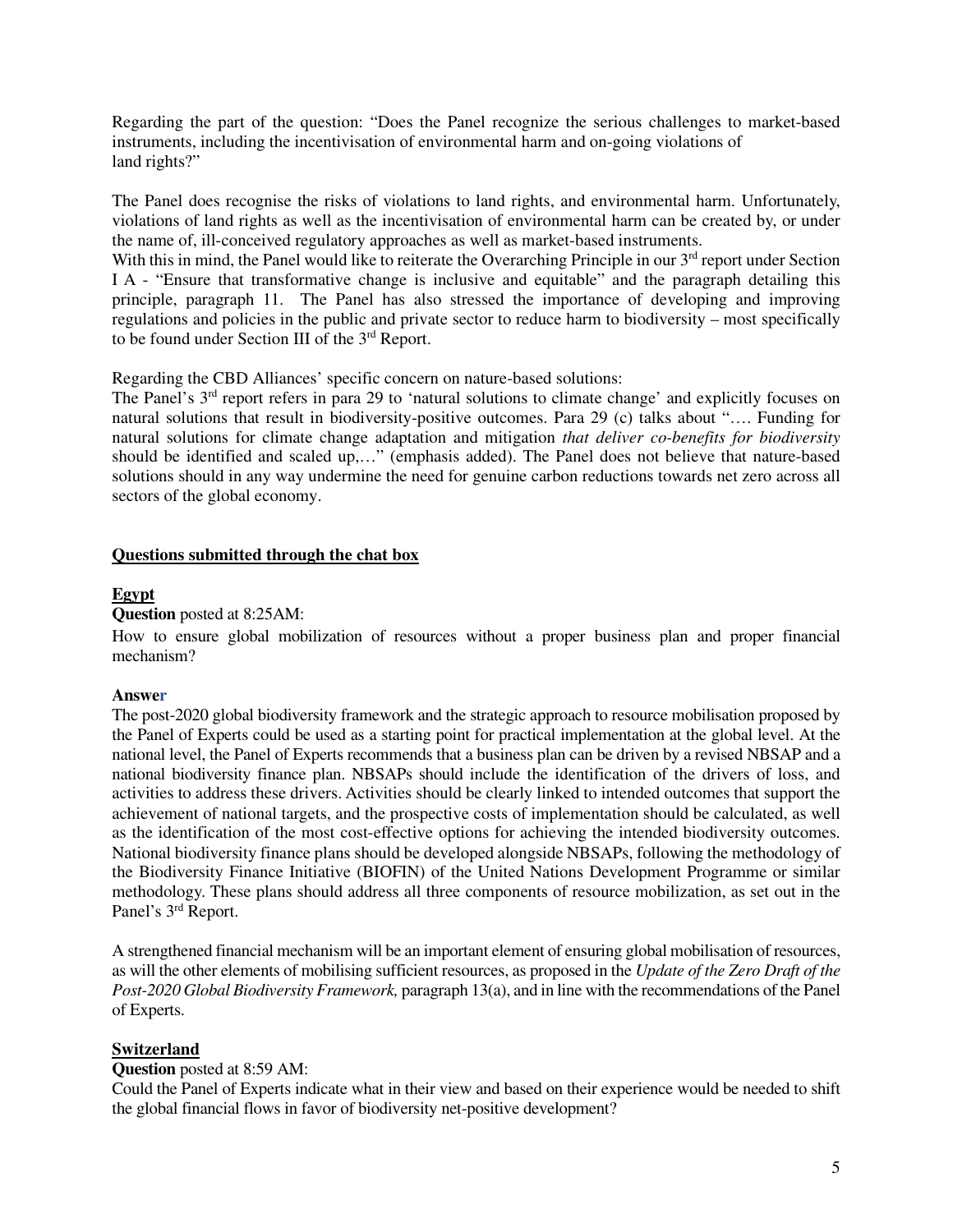Regarding the part of the question: "Does the Panel recognize the serious challenges to market-based instruments, including the incentivisation of environmental harm and on-going violations of land rights?"

The Panel does recognise the risks of violations to land rights, and environmental harm. Unfortunately, violations of land rights as well as the incentivisation of environmental harm can be created by, or under the name of, ill-conceived regulatory approaches as well as market-based instruments.
With this in mind, the Panel would like to reiterate the Overarching Principle in our 3rd report under Section I A - "Ensure that transformative change is inclusive and equitable" and the paragraph detailing this principle, paragraph 11. The Panel has also stressed the importance of developing and improving regulations and policies in the public and private sector to reduce harm to biodiversity – most specifically to be found under Section III of the 3rd Report.

Regarding the CBD Alliances' specific concern on nature-based solutions:
The Panel's 3rd report refers in para 29 to 'natural solutions to climate change' and explicitly focuses on natural solutions that result in biodiversity-positive outcomes. Para 29 (c) talks about "…. Funding for natural solutions for climate change adaptation and mitigation *that deliver co-benefits for biodiversity* should be identified and scaled up,…" (emphasis added). The Panel does not believe that nature-based solutions should in any way undermine the need for genuine carbon reductions towards net zero across all sectors of the global economy.

## Questions submitted through the chat box

### Egypt

**Question** posted at 8:25AM:
How to ensure global mobilization of resources without a proper business plan and proper financial mechanism?

**Answer**
The post-2020 global biodiversity framework and the strategic approach to resource mobilisation proposed by the Panel of Experts could be used as a starting point for practical implementation at the global level. At the national level, the Panel of Experts recommends that a business plan can be driven by a revised NBSAP and a national biodiversity finance plan. NBSAPs should include the identification of the drivers of loss, and activities to address these drivers. Activities should be clearly linked to intended outcomes that support the achievement of national targets, and the prospective costs of implementation should be calculated, as well as the identification of the most cost-effective options for achieving the intended biodiversity outcomes. National biodiversity finance plans should be developed alongside NBSAPs, following the methodology of the Biodiversity Finance Initiative (BIOFIN) of the United Nations Development Programme or similar methodology. These plans should address all three components of resource mobilization, as set out in the Panel's 3rd Report.

A strengthened financial mechanism will be an important element of ensuring global mobilisation of resources, as will the other elements of mobilising sufficient resources, as proposed in the *Update of the Zero Draft of the Post-2020 Global Biodiversity Framework,* paragraph 13(a), and in line with the recommendations of the Panel of Experts.

### Switzerland

**Question** posted at 8:59 AM:
Could the Panel of Experts indicate what in their view and based on their experience would be needed to shift the global financial flows in favor of biodiversity net-positive development?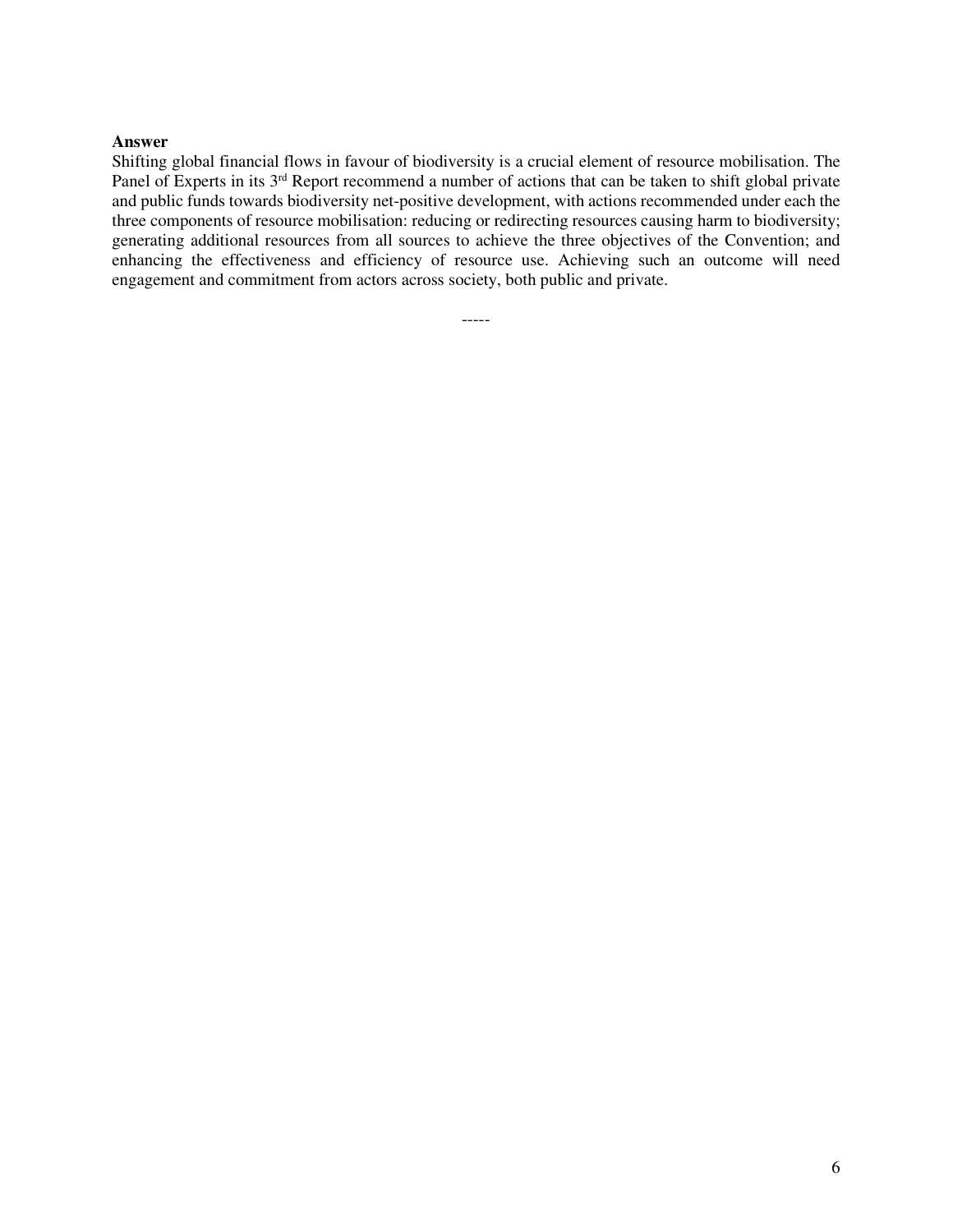**Answer**

Shifting global financial flows in favour of biodiversity is a crucial element of resource mobilisation. The Panel of Experts in its 3rd Report recommend a number of actions that can be taken to shift global private and public funds towards biodiversity net-positive development, with actions recommended under each the three components of resource mobilisation: reducing or redirecting resources causing harm to biodiversity; generating additional resources from all sources to achieve the three objectives of the Convention; and enhancing the effectiveness and efficiency of resource use. Achieving such an outcome will need engagement and commitment from actors across society, both public and private.

-----